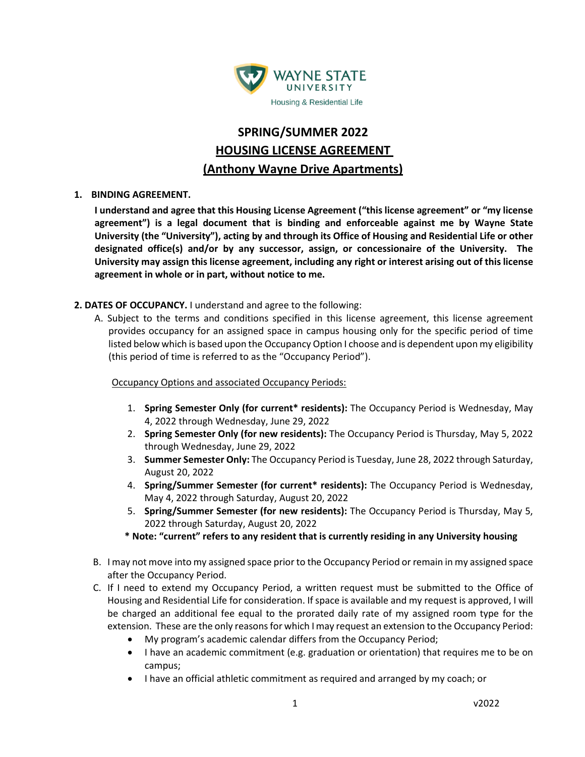WAYNE STATE UNIVERSITY

Housing & Residential Life

# SPRING/SUMMER 2022
# HOUSING LICENSE AGREEMENT
# (Anthony Wayne Drive Apartments)

**1. BINDING AGREEMENT.**

**I understand and agree that this Housing License Agreement ("this license agreement" or "my license agreement") is a legal document that is binding and enforceable against me by Wayne State University (the "University"), acting by and through its Office of Housing and Residential Life or other designated office(s) and/or by any successor, assign, or concessionaire of the University. The University may assign this license agreement, including any right or interest arising out of this license agreement in whole or in part, without notice to me.**

**2. DATES OF OCCUPANCY.** I understand and agree to the following:

A. Subject to the terms and conditions specified in this license agreement, this license agreement provides occupancy for an assigned space in campus housing only for the specific period of time listed below which is based upon the Occupancy Option I choose and is dependent upon my eligibility (this period of time is referred to as the "Occupancy Period").

Occupancy Options and associated Occupancy Periods:

1. **Spring Semester Only (for current* residents):** The Occupancy Period is Wednesday, May 4, 2022 through Wednesday, June 29, 2022
2. **Spring Semester Only (for new residents):** The Occupancy Period is Thursday, May 5, 2022 through Wednesday, June 29, 2022
3. **Summer Semester Only:** The Occupancy Period is Tuesday, June 28, 2022 through Saturday, August 20, 2022
4. **Spring/Summer Semester (for current* residents):** The Occupancy Period is Wednesday, May 4, 2022 through Saturday, August 20, 2022
5. **Spring/Summer Semester (for new residents):** The Occupancy Period is Thursday, May 5, 2022 through Saturday, August 20, 2022

**\* Note: "current" refers to any resident that is currently residing in any University housing**

B. I may not move into my assigned space prior to the Occupancy Period or remain in my assigned space after the Occupancy Period.

C. If I need to extend my Occupancy Period, a written request must be submitted to the Office of Housing and Residential Life for consideration. If space is available and my request is approved, I will be charged an additional fee equal to the prorated daily rate of my assigned room type for the extension. These are the only reasons for which I may request an extension to the Occupancy Period:

- My program's academic calendar differs from the Occupancy Period;
- I have an academic commitment (e.g. graduation or orientation) that requires me to be on campus;
- I have an official athletic commitment as required and arranged by my coach; or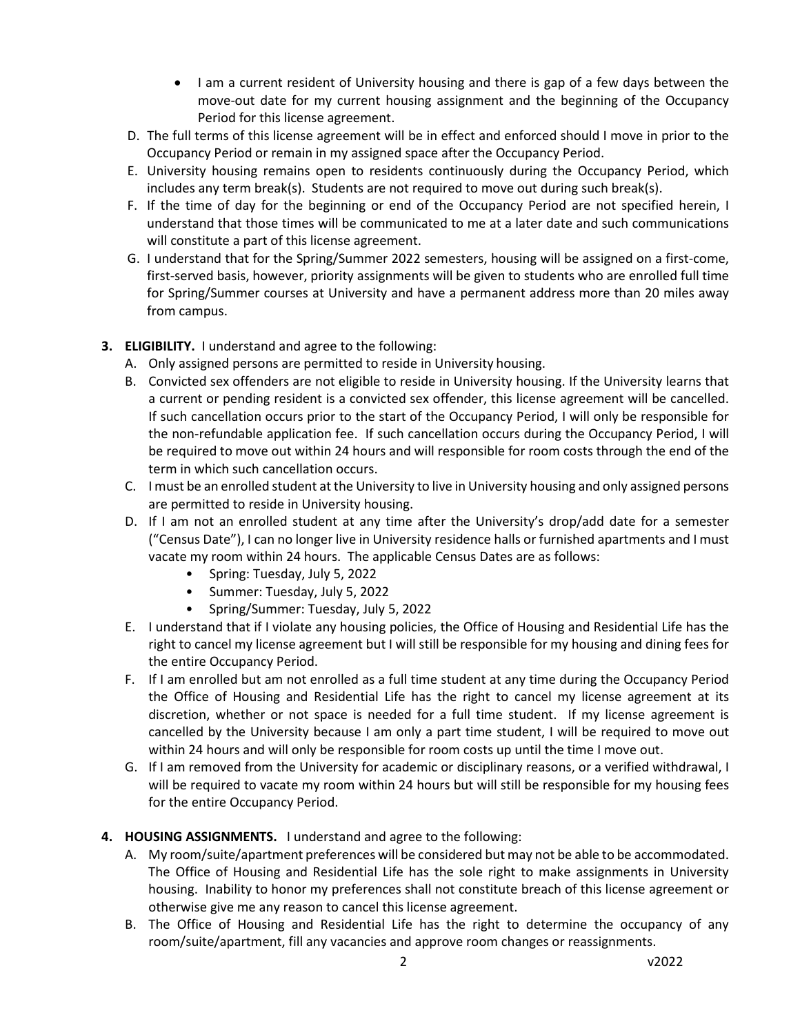- I am a current resident of University housing and there is gap of a few days between the move-out date for my current housing assignment and the beginning of the Occupancy Period for this license agreement.

D. The full terms of this license agreement will be in effect and enforced should I move in prior to the Occupancy Period or remain in my assigned space after the Occupancy Period.

E. University housing remains open to residents continuously during the Occupancy Period, which includes any term break(s). Students are not required to move out during such break(s).

F. If the time of day for the beginning or end of the Occupancy Period are not specified herein, I understand that those times will be communicated to me at a later date and such communications will constitute a part of this license agreement.

G. I understand that for the Spring/Summer 2022 semesters, housing will be assigned on a first-come, first-served basis, however, priority assignments will be given to students who are enrolled full time for Spring/Summer courses at University and have a permanent address more than 20 miles away from campus.

**3. ELIGIBILITY.** I understand and agree to the following:

A. Only assigned persons are permitted to reside in University housing.

B. Convicted sex offenders are not eligible to reside in University housing. If the University learns that a current or pending resident is a convicted sex offender, this license agreement will be cancelled. If such cancellation occurs prior to the start of the Occupancy Period, I will only be responsible for the non-refundable application fee. If such cancellation occurs during the Occupancy Period, I will be required to move out within 24 hours and will responsible for room costs through the end of the term in which such cancellation occurs.

C. I must be an enrolled student at the University to live in University housing and only assigned persons are permitted to reside in University housing.

D. If I am not an enrolled student at any time after the University's drop/add date for a semester ("Census Date"), I can no longer live in University residence halls or furnished apartments and I must vacate my room within 24 hours. The applicable Census Dates are as follows:
   - Spring: Tuesday, July 5, 2022
   - Summer: Tuesday, July 5, 2022
   - Spring/Summer: Tuesday, July 5, 2022

E. I understand that if I violate any housing policies, the Office of Housing and Residential Life has the right to cancel my license agreement but I will still be responsible for my housing and dining fees for the entire Occupancy Period.

F. If I am enrolled but am not enrolled as a full time student at any time during the Occupancy Period the Office of Housing and Residential Life has the right to cancel my license agreement at its discretion, whether or not space is needed for a full time student. If my license agreement is cancelled by the University because I am only a part time student, I will be required to move out within 24 hours and will only be responsible for room costs up until the time I move out.

G. If I am removed from the University for academic or disciplinary reasons, or a verified withdrawal, I will be required to vacate my room within 24 hours but will still be responsible for my housing fees for the entire Occupancy Period.

**4. HOUSING ASSIGNMENTS.** I understand and agree to the following:

A. My room/suite/apartment preferences will be considered but may not be able to be accommodated. The Office of Housing and Residential Life has the sole right to make assignments in University housing. Inability to honor my preferences shall not constitute breach of this license agreement or otherwise give me any reason to cancel this license agreement.

B. The Office of Housing and Residential Life has the right to determine the occupancy of any room/suite/apartment, fill any vacancies and approve room changes or reassignments.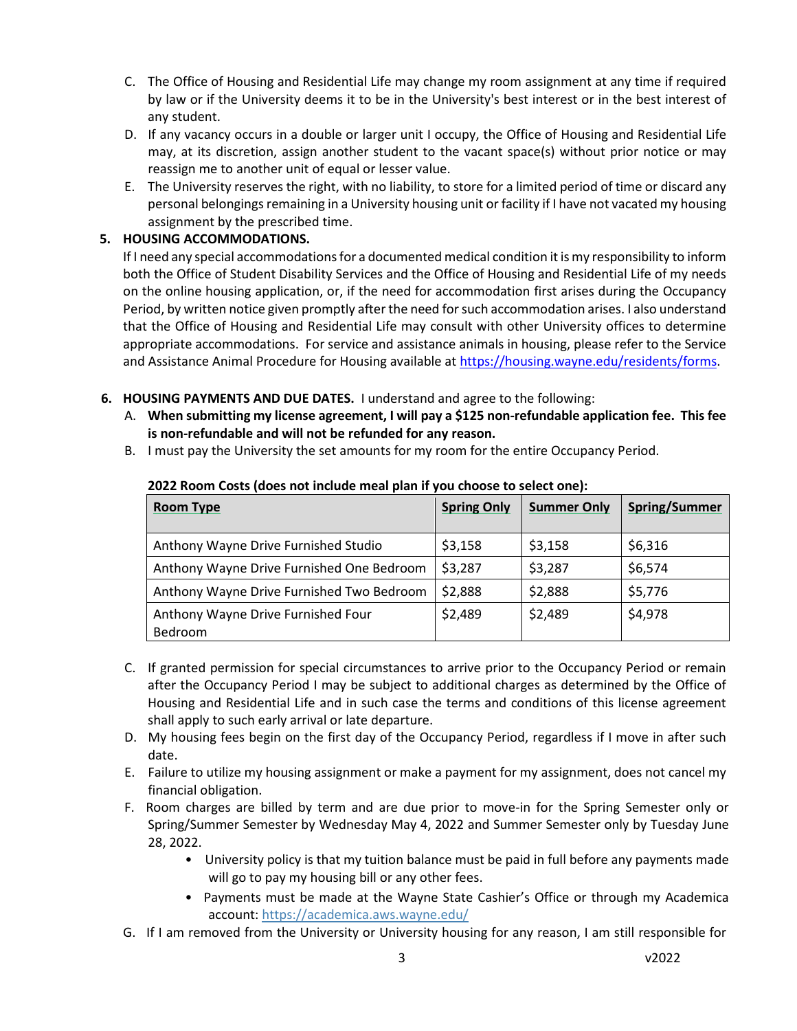C. The Office of Housing and Residential Life may change my room assignment at any time if required by law or if the University deems it to be in the University's best interest or in the best interest of any student.

D. If any vacancy occurs in a double or larger unit I occupy, the Office of Housing and Residential Life may, at its discretion, assign another student to the vacant space(s) without prior notice or may reassign me to another unit of equal or lesser value.

E. The University reserves the right, with no liability, to store for a limited period of time or discard any personal belongings remaining in a University housing unit or facility if I have not vacated my housing assignment by the prescribed time.

**5. HOUSING ACCOMMODATIONS.**

If I need any special accommodations for a documented medical condition it is my responsibility to inform both the Office of Student Disability Services and the Office of Housing and Residential Life of my needs on the online housing application, or, if the need for accommodation first arises during the Occupancy Period, by written notice given promptly after the need for such accommodation arises. I also understand that the Office of Housing and Residential Life may consult with other University offices to determine appropriate accommodations. For service and assistance animals in housing, please refer to the Service and Assistance Animal Procedure for Housing available at https://housing.wayne.edu/residents/forms.

**6. HOUSING PAYMENTS AND DUE DATES.** I understand and agree to the following:

A. **When submitting my license agreement, I will pay a $125 non-refundable application fee. This fee is non-refundable and will not be refunded for any reason.**

B. I must pay the University the set amounts for my room for the entire Occupancy Period.

**2022 Room Costs (does not include meal plan if you choose to select one):**

| **Room Type** | **Spring Only** | **Summer Only** | **Spring/Summer** |
|---|---|---|---|
| Anthony Wayne Drive Furnished Studio | $3,158 | $3,158 | $6,316 |
| Anthony Wayne Drive Furnished One Bedroom | $3,287 | $3,287 | $6,574 |
| Anthony Wayne Drive Furnished Two Bedroom | $2,888 | $2,888 | $5,776 |
| Anthony Wayne Drive Furnished Four Bedroom | $2,489 | $2,489 | $4,978 |

C. If granted permission for special circumstances to arrive prior to the Occupancy Period or remain after the Occupancy Period I may be subject to additional charges as determined by the Office of Housing and Residential Life and in such case the terms and conditions of this license agreement shall apply to such early arrival or late departure.

D. My housing fees begin on the first day of the Occupancy Period, regardless if I move in after such date.

E. Failure to utilize my housing assignment or make a payment for my assignment, does not cancel my financial obligation.

F. Room charges are billed by term and are due prior to move-in for the Spring Semester only or Spring/Summer Semester by Wednesday May 4, 2022 and Summer Semester only by Tuesday June 28, 2022.

- University policy is that my tuition balance must be paid in full before any payments made will go to pay my housing bill or any other fees.
- Payments must be made at the Wayne State Cashier's Office or through my Academica account: https://academica.aws.wayne.edu/

G. If I am removed from the University or University housing for any reason, I am still responsible for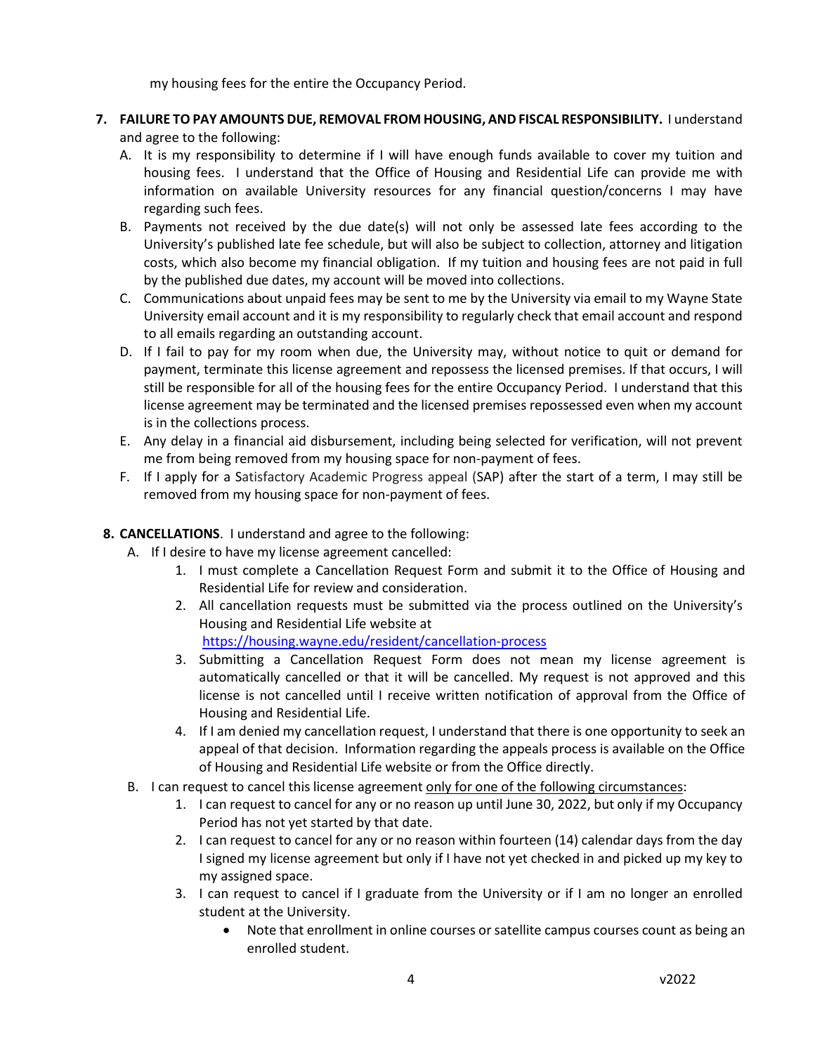my housing fees for the entire the Occupancy Period.

7. **FAILURE TO PAY AMOUNTS DUE, REMOVAL FROM HOUSING, AND FISCAL RESPONSIBILITY.** I understand and agree to the following:
   A. It is my responsibility to determine if I will have enough funds available to cover my tuition and housing fees. I understand that the Office of Housing and Residential Life can provide me with information on available University resources for any financial question/concerns I may have regarding such fees.
   B. Payments not received by the due date(s) will not only be assessed late fees according to the University's published late fee schedule, but will also be subject to collection, attorney and litigation costs, which also become my financial obligation. If my tuition and housing fees are not paid in full by the published due dates, my account will be moved into collections.
   C. Communications about unpaid fees may be sent to me by the University via email to my Wayne State University email account and it is my responsibility to regularly check that email account and respond to all emails regarding an outstanding account.
   D. If I fail to pay for my room when due, the University may, without notice to quit or demand for payment, terminate this license agreement and repossess the licensed premises. If that occurs, I will still be responsible for all of the housing fees for the entire Occupancy Period. I understand that this license agreement may be terminated and the licensed premises repossessed even when my account is in the collections process.
   E. Any delay in a financial aid disbursement, including being selected for verification, will not prevent me from being removed from my housing space for non-payment of fees.
   F. If I apply for a Satisfactory Academic Progress appeal (SAP) after the start of a term, I may still be removed from my housing space for non-payment of fees.

8. **CANCELLATIONS**. I understand and agree to the following:
   A. If I desire to have my license agreement cancelled:
      1. I must complete a Cancellation Request Form and submit it to the Office of Housing and Residential Life for review and consideration.
      2. All cancellation requests must be submitted via the process outlined on the University's Housing and Residential Life website at https://housing.wayne.edu/resident/cancellation-process
      3. Submitting a Cancellation Request Form does not mean my license agreement is automatically cancelled or that it will be cancelled. My request is not approved and this license is not cancelled until I receive written notification of approval from the Office of Housing and Residential Life.
      4. If I am denied my cancellation request, I understand that there is one opportunity to seek an appeal of that decision. Information regarding the appeals process is available on the Office of Housing and Residential Life website or from the Office directly.
   B. I can request to cancel this license agreement <u>only for one of the following circumstances</u>:
      1. I can request to cancel for any or no reason up until June 30, 2022, but only if my Occupancy Period has not yet started by that date.
      2. I can request to cancel for any or no reason within fourteen (14) calendar days from the day I signed my license agreement but only if I have not yet checked in and picked up my key to my assigned space.
      3. I can request to cancel if I graduate from the University or if I am no longer an enrolled student at the University.
         - Note that enrollment in online courses or satellite campus courses count as being an enrolled student.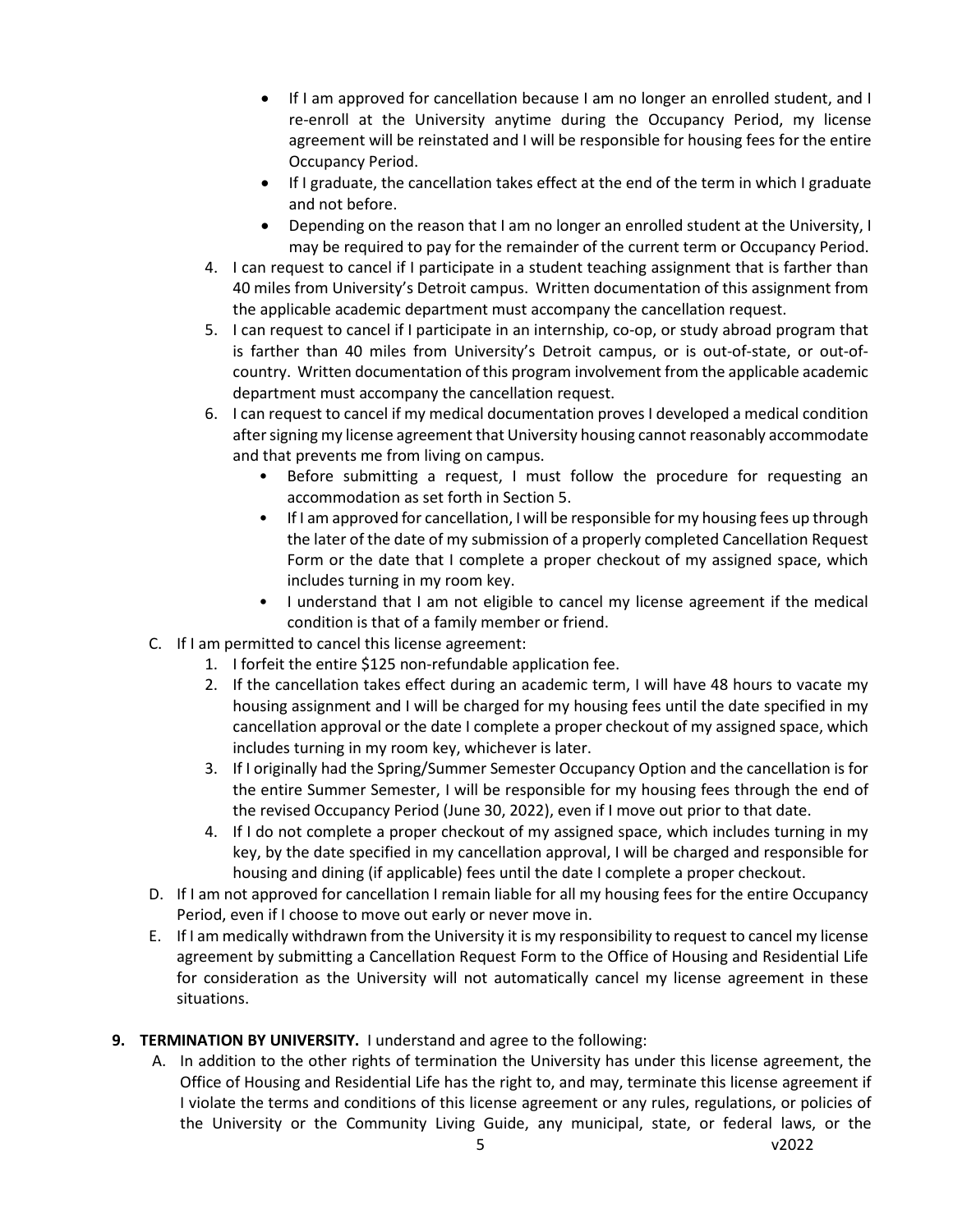- If I am approved for cancellation because I am no longer an enrolled student, and I re-enroll at the University anytime during the Occupancy Period, my license agreement will be reinstated and I will be responsible for housing fees for the entire Occupancy Period.
- If I graduate, the cancellation takes effect at the end of the term in which I graduate and not before.
- Depending on the reason that I am no longer an enrolled student at the University, I may be required to pay for the remainder of the current term or Occupancy Period.

4. I can request to cancel if I participate in a student teaching assignment that is farther than 40 miles from University's Detroit campus. Written documentation of this assignment from the applicable academic department must accompany the cancellation request.
5. I can request to cancel if I participate in an internship, co-op, or study abroad program that is farther than 40 miles from University's Detroit campus, or is out-of-state, or out-of-country. Written documentation of this program involvement from the applicable academic department must accompany the cancellation request.
6. I can request to cancel if my medical documentation proves I developed a medical condition after signing my license agreement that University housing cannot reasonably accommodate and that prevents me from living on campus.
   - Before submitting a request, I must follow the procedure for requesting an accommodation as set forth in Section 5.
   - If I am approved for cancellation, I will be responsible for my housing fees up through the later of the date of my submission of a properly completed Cancellation Request Form or the date that I complete a proper checkout of my assigned space, which includes turning in my room key.
   - I understand that I am not eligible to cancel my license agreement if the medical condition is that of a family member or friend.

C. If I am permitted to cancel this license agreement:
   1. I forfeit the entire $125 non-refundable application fee.
   2. If the cancellation takes effect during an academic term, I will have 48 hours to vacate my housing assignment and I will be charged for my housing fees until the date specified in my cancellation approval or the date I complete a proper checkout of my assigned space, which includes turning in my room key, whichever is later.
   3. If I originally had the Spring/Summer Semester Occupancy Option and the cancellation is for the entire Summer Semester, I will be responsible for my housing fees through the end of the revised Occupancy Period (June 30, 2022), even if I move out prior to that date.
   4. If I do not complete a proper checkout of my assigned space, which includes turning in my key, by the date specified in my cancellation approval, I will be charged and responsible for housing and dining (if applicable) fees until the date I complete a proper checkout.

D. If I am not approved for cancellation I remain liable for all my housing fees for the entire Occupancy Period, even if I choose to move out early or never move in.

E. If I am medically withdrawn from the University it is my responsibility to request to cancel my license agreement by submitting a Cancellation Request Form to the Office of Housing and Residential Life for consideration as the University will not automatically cancel my license agreement in these situations.

**9. TERMINATION BY UNIVERSITY.** I understand and agree to the following:

A. In addition to the other rights of termination the University has under this license agreement, the Office of Housing and Residential Life has the right to, and may, terminate this license agreement if I violate the terms and conditions of this license agreement or any rules, regulations, or policies of the University or the Community Living Guide, any municipal, state, or federal laws, or the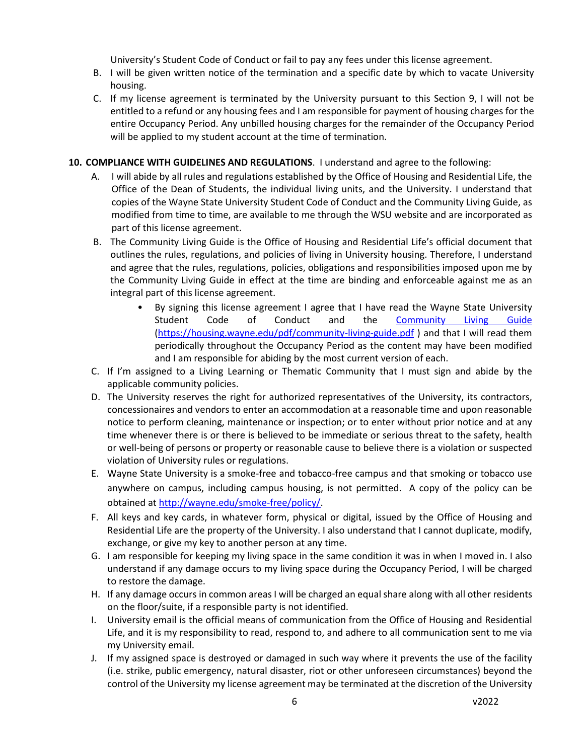University's Student Code of Conduct or fail to pay any fees under this license agreement.

B. I will be given written notice of the termination and a specific date by which to vacate University housing.

C. If my license agreement is terminated by the University pursuant to this Section 9, I will not be entitled to a refund or any housing fees and I am responsible for payment of housing charges for the entire Occupancy Period. Any unbilled housing charges for the remainder of the Occupancy Period will be applied to my student account at the time of termination.

**10. COMPLIANCE WITH GUIDELINES AND REGULATIONS**. I understand and agree to the following:

A. I will abide by all rules and regulations established by the Office of Housing and Residential Life, the Office of the Dean of Students, the individual living units, and the University. I understand that copies of the Wayne State University Student Code of Conduct and the Community Living Guide, as modified from time to time, are available to me through the WSU website and are incorporated as part of this license agreement.

B. The Community Living Guide is the Office of Housing and Residential Life's official document that outlines the rules, regulations, and policies of living in University housing. Therefore, I understand and agree that the rules, regulations, policies, obligations and responsibilities imposed upon me by the Community Living Guide in effect at the time are binding and enforceable against me as an integral part of this license agreement.

   - By signing this license agreement I agree that I have read the Wayne State University Student Code of Conduct and the [Community Living Guide](https://housing.wayne.edu/pdf/community-living-guide.pdf) (https://housing.wayne.edu/pdf/community-living-guide.pdf ) and that I will read them periodically throughout the Occupancy Period as the content may have been modified and I am responsible for abiding by the most current version of each.

C. If I'm assigned to a Living Learning or Thematic Community that I must sign and abide by the applicable community policies.

D. The University reserves the right for authorized representatives of the University, its contractors, concessionaires and vendors to enter an accommodation at a reasonable time and upon reasonable notice to perform cleaning, maintenance or inspection; or to enter without prior notice and at any time whenever there is or there is believed to be immediate or serious threat to the safety, health or well-being of persons or property or reasonable cause to believe there is a violation or suspected violation of University rules or regulations.

E. Wayne State University is a smoke-free and tobacco-free campus and that smoking or tobacco use anywhere on campus, including campus housing, is not permitted. A copy of the policy can be obtained at http://wayne.edu/smoke-free/policy/.

F. All keys and key cards, in whatever form, physical or digital, issued by the Office of Housing and Residential Life are the property of the University. I also understand that I cannot duplicate, modify, exchange, or give my key to another person at any time.

G. I am responsible for keeping my living space in the same condition it was in when I moved in. I also understand if any damage occurs to my living space during the Occupancy Period, I will be charged to restore the damage.

H. If any damage occurs in common areas I will be charged an equal share along with all other residents on the floor/suite, if a responsible party is not identified.

I. University email is the official means of communication from the Office of Housing and Residential Life, and it is my responsibility to read, respond to, and adhere to all communication sent to me via my University email.

J. If my assigned space is destroyed or damaged in such way where it prevents the use of the facility (i.e. strike, public emergency, natural disaster, riot or other unforeseen circumstances) beyond the control of the University my license agreement may be terminated at the discretion of the University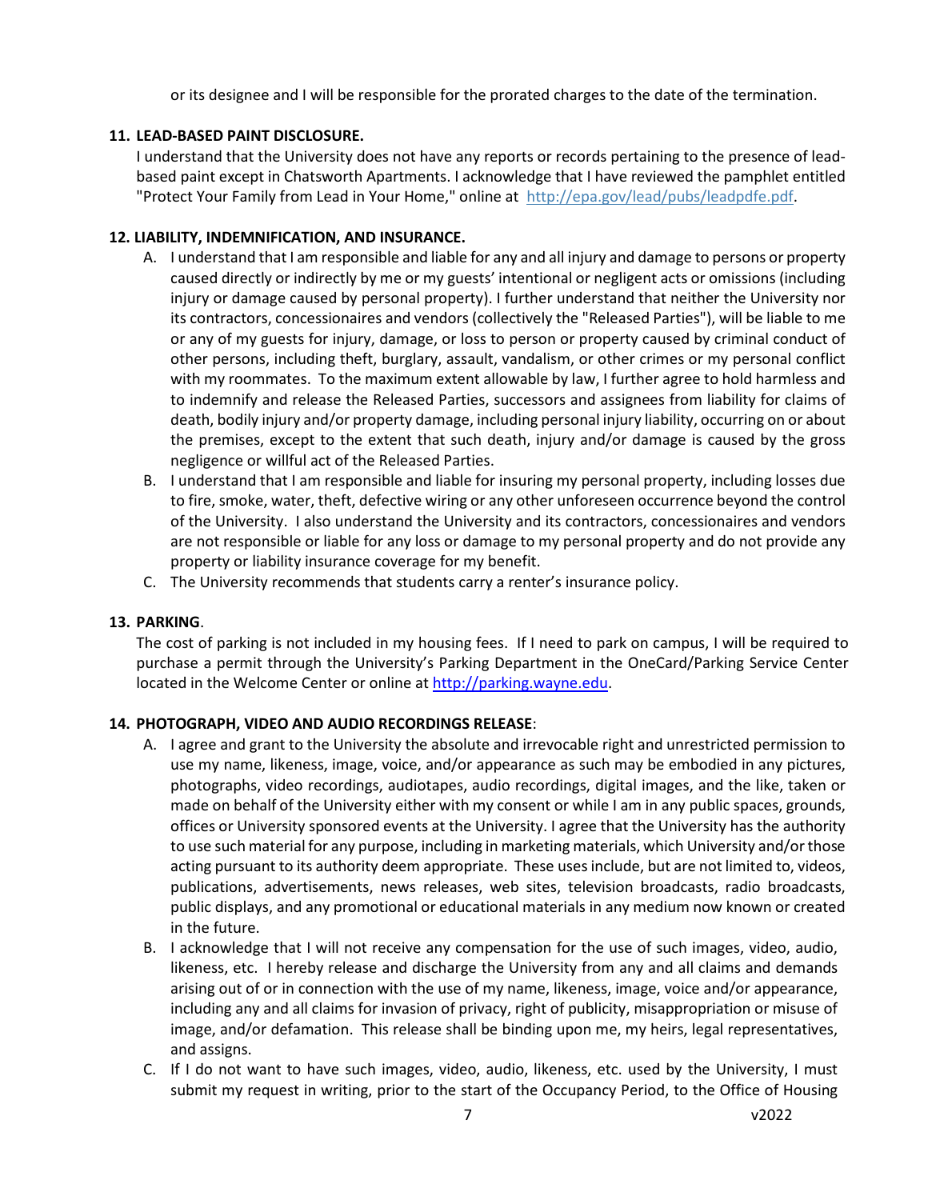or its designee and I will be responsible for the prorated charges to the date of the termination.

**11. LEAD-BASED PAINT DISCLOSURE.**

I understand that the University does not have any reports or records pertaining to the presence of lead-based paint except in Chatsworth Apartments. I acknowledge that I have reviewed the pamphlet entitled "Protect Your Family from Lead in Your Home," online at http://epa.gov/lead/pubs/leadpdfe.pdf.

**12. LIABILITY, INDEMNIFICATION, AND INSURANCE.**

A. I understand that I am responsible and liable for any and all injury and damage to persons or property caused directly or indirectly by me or my guests' intentional or negligent acts or omissions (including injury or damage caused by personal property). I further understand that neither the University nor its contractors, concessionaires and vendors (collectively the "Released Parties"), will be liable to me or any of my guests for injury, damage, or loss to person or property caused by criminal conduct of other persons, including theft, burglary, assault, vandalism, or other crimes or my personal conflict with my roommates. To the maximum extent allowable by law, I further agree to hold harmless and to indemnify and release the Released Parties, successors and assignees from liability for claims of death, bodily injury and/or property damage, including personal injury liability, occurring on or about the premises, except to the extent that such death, injury and/or damage is caused by the gross negligence or willful act of the Released Parties.

B. I understand that I am responsible and liable for insuring my personal property, including losses due to fire, smoke, water, theft, defective wiring or any other unforeseen occurrence beyond the control of the University. I also understand the University and its contractors, concessionaires and vendors are not responsible or liable for any loss or damage to my personal property and do not provide any property or liability insurance coverage for my benefit.

C. The University recommends that students carry a renter's insurance policy.

**13. PARKING**.

The cost of parking is not included in my housing fees. If I need to park on campus, I will be required to purchase a permit through the University's Parking Department in the OneCard/Parking Service Center located in the Welcome Center or online at http://parking.wayne.edu.

**14. PHOTOGRAPH, VIDEO AND AUDIO RECORDINGS RELEASE**:

A. I agree and grant to the University the absolute and irrevocable right and unrestricted permission to use my name, likeness, image, voice, and/or appearance as such may be embodied in any pictures, photographs, video recordings, audiotapes, audio recordings, digital images, and the like, taken or made on behalf of the University either with my consent or while I am in any public spaces, grounds, offices or University sponsored events at the University. I agree that the University has the authority to use such material for any purpose, including in marketing materials, which University and/or those acting pursuant to its authority deem appropriate. These uses include, but are not limited to, videos, publications, advertisements, news releases, web sites, television broadcasts, radio broadcasts, public displays, and any promotional or educational materials in any medium now known or created in the future.

B. I acknowledge that I will not receive any compensation for the use of such images, video, audio, likeness, etc. I hereby release and discharge the University from any and all claims and demands arising out of or in connection with the use of my name, likeness, image, voice and/or appearance, including any and all claims for invasion of privacy, right of publicity, misappropriation or misuse of image, and/or defamation. This release shall be binding upon me, my heirs, legal representatives, and assigns.

C. If I do not want to have such images, video, audio, likeness, etc. used by the University, I must submit my request in writing, prior to the start of the Occupancy Period, to the Office of Housing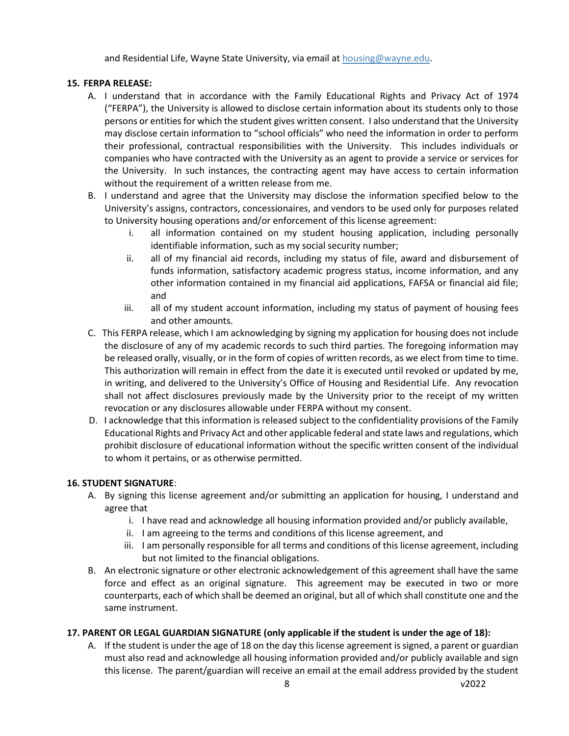and Residential Life, Wayne State University, via email at housing@wayne.edu.

**15. FERPA RELEASE:**

A. I understand that in accordance with the Family Educational Rights and Privacy Act of 1974 ("FERPA"), the University is allowed to disclose certain information about its students only to those persons or entities for which the student gives written consent. I also understand that the University may disclose certain information to "school officials" who need the information in order to perform their professional, contractual responsibilities with the University. This includes individuals or companies who have contracted with the University as an agent to provide a service or services for the University. In such instances, the contracting agent may have access to certain information without the requirement of a written release from me.

B. I understand and agree that the University may disclose the information specified below to the University's assigns, contractors, concessionaires, and vendors to be used only for purposes related to University housing operations and/or enforcement of this license agreement:

   i. all information contained on my student housing application, including personally identifiable information, such as my social security number;
   ii. all of my financial aid records, including my status of file, award and disbursement of funds information, satisfactory academic progress status, income information, and any other information contained in my financial aid applications, FAFSA or financial aid file; and
   iii. all of my student account information, including my status of payment of housing fees and other amounts.

C. This FERPA release, which I am acknowledging by signing my application for housing does not include the disclosure of any of my academic records to such third parties. The foregoing information may be released orally, visually, or in the form of copies of written records, as we elect from time to time. This authorization will remain in effect from the date it is executed until revoked or updated by me, in writing, and delivered to the University's Office of Housing and Residential Life. Any revocation shall not affect disclosures previously made by the University prior to the receipt of my written revocation or any disclosures allowable under FERPA without my consent.

D. I acknowledge that this information is released subject to the confidentiality provisions of the Family Educational Rights and Privacy Act and other applicable federal and state laws and regulations, which prohibit disclosure of educational information without the specific written consent of the individual to whom it pertains, or as otherwise permitted.

**16. STUDENT SIGNATURE**:

A. By signing this license agreement and/or submitting an application for housing, I understand and agree that

   i. I have read and acknowledge all housing information provided and/or publicly available,
   ii. I am agreeing to the terms and conditions of this license agreement, and
   iii. I am personally responsible for all terms and conditions of this license agreement, including but not limited to the financial obligations.

B. An electronic signature or other electronic acknowledgement of this agreement shall have the same force and effect as an original signature. This agreement may be executed in two or more counterparts, each of which shall be deemed an original, but all of which shall constitute one and the same instrument.

**17. PARENT OR LEGAL GUARDIAN SIGNATURE (only applicable if the student is under the age of 18):**

A. If the student is under the age of 18 on the day this license agreement is signed, a parent or guardian must also read and acknowledge all housing information provided and/or publicly available and sign this license. The parent/guardian will receive an email at the email address provided by the student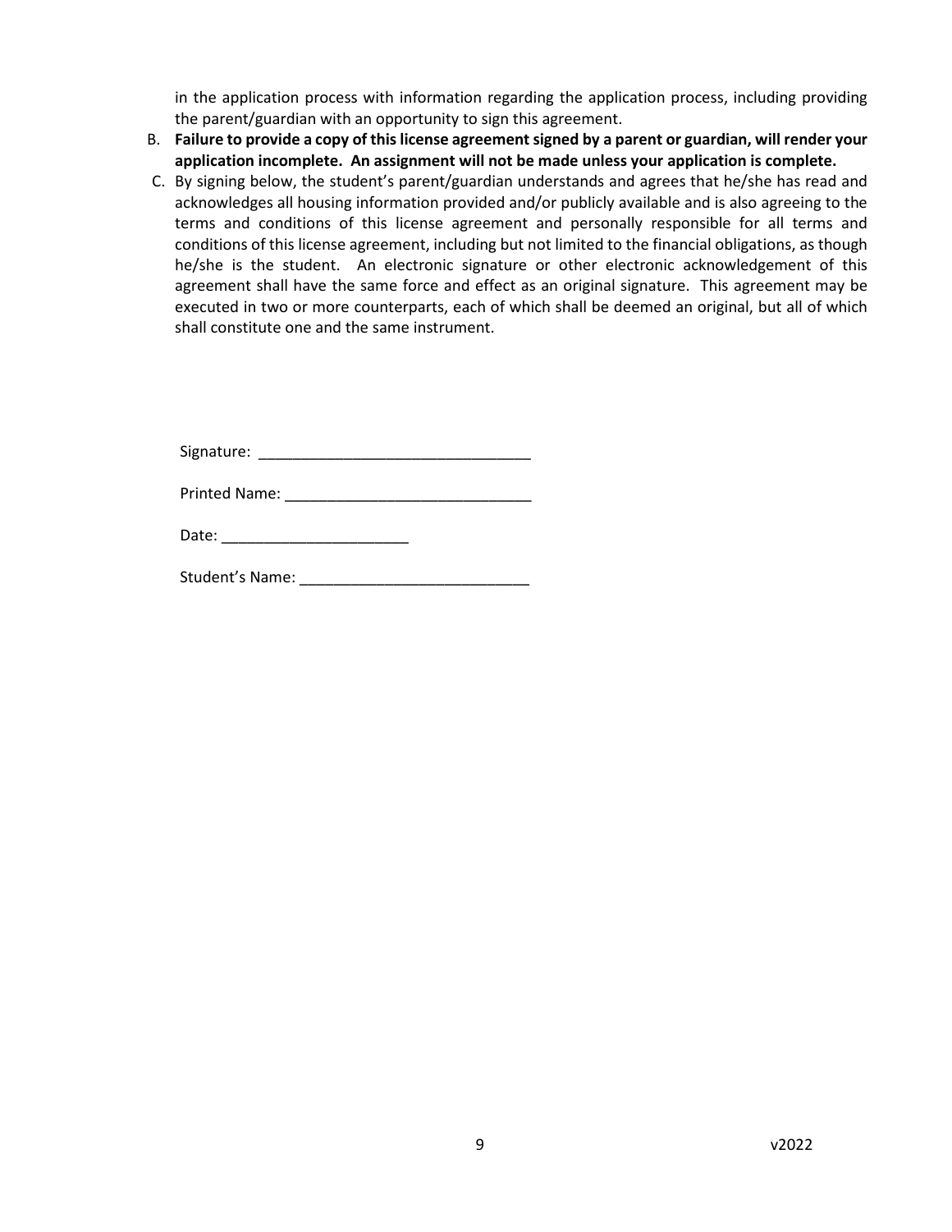in the application process with information regarding the application process, including providing the parent/guardian with an opportunity to sign this agreement.

B. **Failure to provide a copy of this license agreement signed by a parent or guardian, will render your application incomplete. An assignment will not be made unless your application is complete.**

C. By signing below, the student's parent/guardian understands and agrees that he/she has read and acknowledges all housing information provided and/or publicly available and is also agreeing to the terms and conditions of this license agreement and personally responsible for all terms and conditions of this license agreement, including but not limited to the financial obligations, as though he/she is the student. An electronic signature or other electronic acknowledgement of this agreement shall have the same force and effect as an original signature. This agreement may be executed in two or more counterparts, each of which shall be deemed an original, but all of which shall constitute one and the same instrument.

Signature: ________________________________

Printed Name: _____________________________

Date: ______________________

Student's Name: ___________________________

v2022